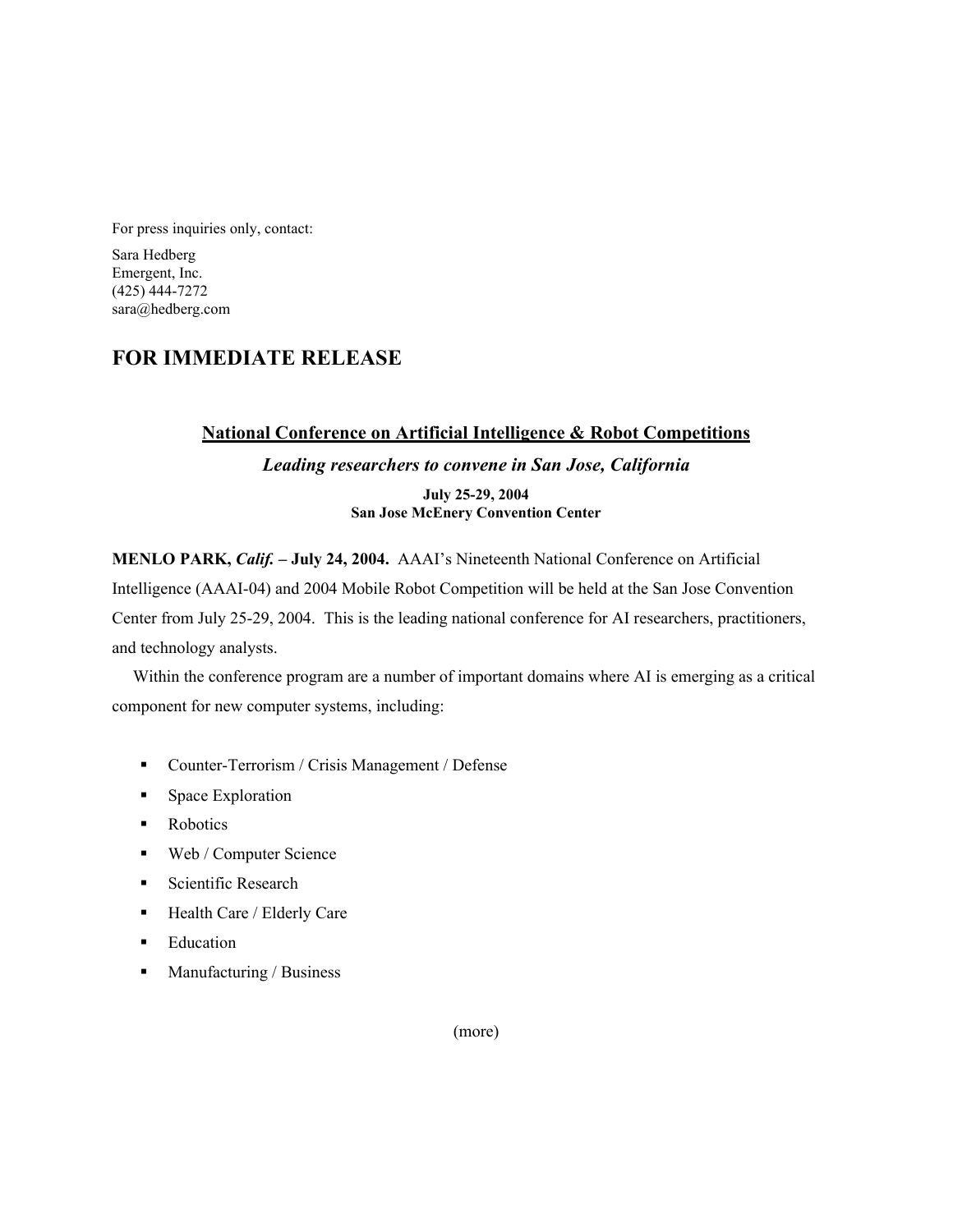For press inquiries only, contact:

Sara Hedberg
Emergent, Inc.
(425) 444-7272
sara@hedberg.com

## FOR IMMEDIATE RELEASE

### National Conference on Artificial Intelligence & Robot Competitions

***Leading researchers to convene in San Jose, California***

**July 25-29, 2004**
**San Jose McEnery Convention Center**

**MENLO PARK,** ***Calif.*** **– July 24, 2004.** AAAI's Nineteenth National Conference on Artificial Intelligence (AAAI-04) and 2004 Mobile Robot Competition will be held at the San Jose Convention Center from July 25-29, 2004. This is the leading national conference for AI researchers, practitioners, and technology analysts.

Within the conference program are a number of important domains where AI is emerging as a critical component for new computer systems, including:

- Counter-Terrorism / Crisis Management / Defense
- Space Exploration
- Robotics
- Web / Computer Science
- Scientific Research
- Health Care / Elderly Care
- Education
- Manufacturing / Business

(more)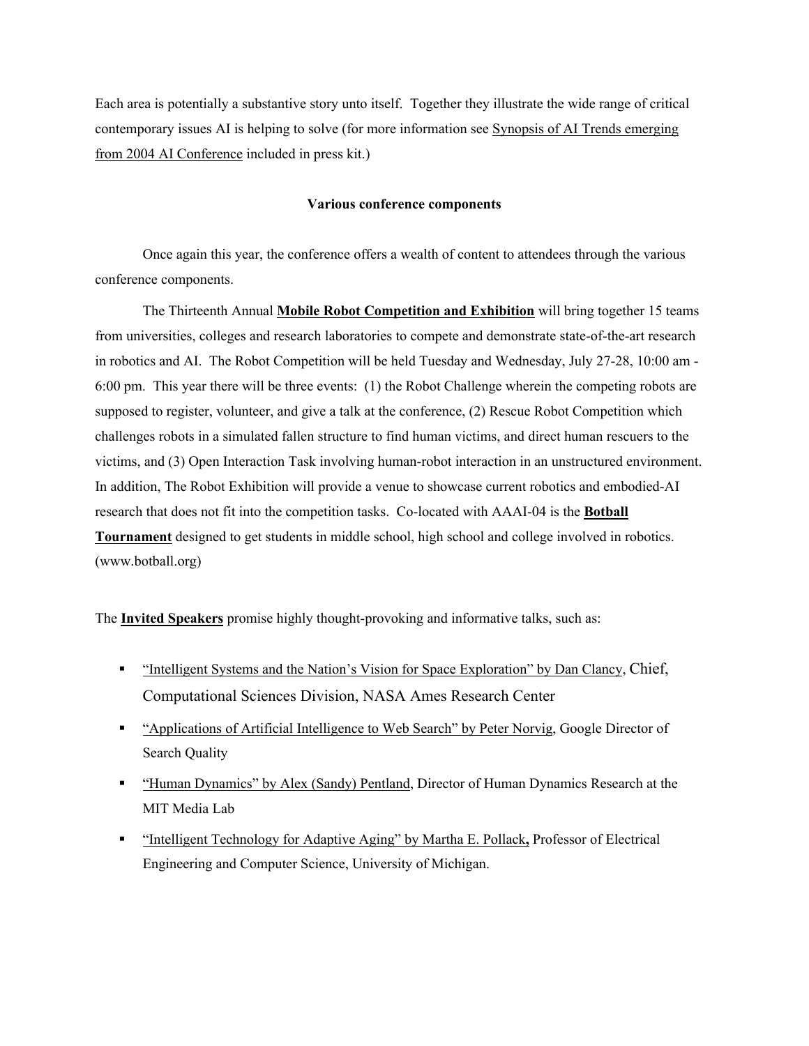Each area is potentially a substantive story unto itself. Together they illustrate the wide range of critical contemporary issues AI is helping to solve (for more information see Synopsis of AI Trends emerging from 2004 AI Conference included in press kit.)

**Various conference components**

Once again this year, the conference offers a wealth of content to attendees through the various conference components.

The Thirteenth Annual **Mobile Robot Competition and Exhibition** will bring together 15 teams from universities, colleges and research laboratories to compete and demonstrate state-of-the-art research in robotics and AI. The Robot Competition will be held Tuesday and Wednesday, July 27-28, 10:00 am - 6:00 pm. This year there will be three events: (1) the Robot Challenge wherein the competing robots are supposed to register, volunteer, and give a talk at the conference, (2) Rescue Robot Competition which challenges robots in a simulated fallen structure to find human victims, and direct human rescuers to the victims, and (3) Open Interaction Task involving human-robot interaction in an unstructured environment. In addition, The Robot Exhibition will provide a venue to showcase current robotics and embodied-AI research that does not fit into the competition tasks. Co-located with AAAI-04 is the **Botball Tournament** designed to get students in middle school, high school and college involved in robotics. (www.botball.org)

The **Invited Speakers** promise highly thought-provoking and informative talks, such as:

- "Intelligent Systems and the Nation's Vision for Space Exploration" by Dan Clancy, Chief, Computational Sciences Division, NASA Ames Research Center
- "Applications of Artificial Intelligence to Web Search" by Peter Norvig, Google Director of Search Quality
- "Human Dynamics" by Alex (Sandy) Pentland, Director of Human Dynamics Research at the MIT Media Lab
- "Intelligent Technology for Adaptive Aging" by Martha E. Pollack**,** Professor of Electrical Engineering and Computer Science, University of Michigan.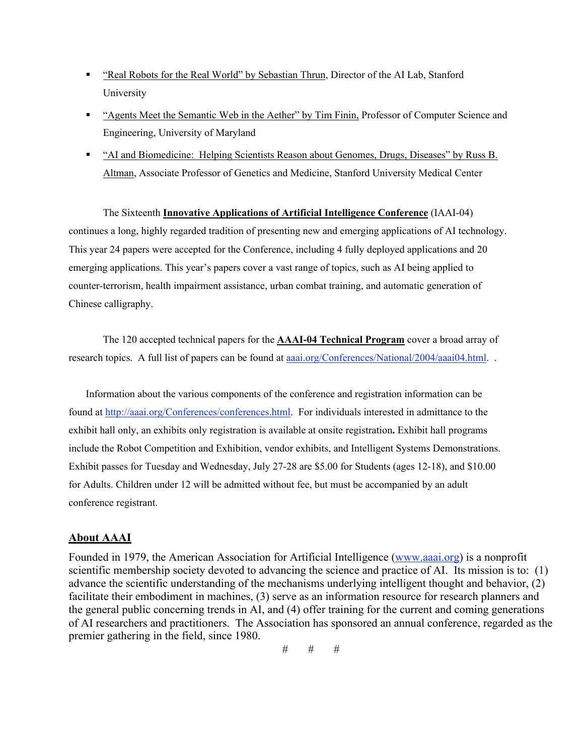- "Real Robots for the Real World" by Sebastian Thrun, Director of the AI Lab, Stanford University
- "Agents Meet the Semantic Web in the Aether" by Tim Finin, Professor of Computer Science and Engineering, University of Maryland
- "AI and Biomedicine: Helping Scientists Reason about Genomes, Drugs, Diseases" by Russ B. Altman, Associate Professor of Genetics and Medicine, Stanford University Medical Center

The Sixteenth **Innovative Applications of Artificial Intelligence Conference** (IAAI-04) continues a long, highly regarded tradition of presenting new and emerging applications of AI technology. This year 24 papers were accepted for the Conference, including 4 fully deployed applications and 20 emerging applications. This year's papers cover a vast range of topics, such as AI being applied to counter-terrorism, health impairment assistance, urban combat training, and automatic generation of Chinese calligraphy.

The 120 accepted technical papers for the **AAAI-04 Technical Program** cover a broad array of research topics. A full list of papers can be found at aaai.org/Conferences/National/2004/aaai04.html. .

Information about the various components of the conference and registration information can be found at http://aaai.org/Conferences/conferences.html. For individuals interested in admittance to the exhibit hall only, an exhibits only registration is available at onsite registration**.** Exhibit hall programs include the Robot Competition and Exhibition, vendor exhibits, and Intelligent Systems Demonstrations. Exhibit passes for Tuesday and Wednesday, July 27-28 are $5.00 for Students (ages 12-18), and $10.00 for Adults. Children under 12 will be admitted without fee, but must be accompanied by an adult conference registrant.

## About AAAI

Founded in 1979, the American Association for Artificial Intelligence (www.aaai.org) is a nonprofit scientific membership society devoted to advancing the science and practice of AI. Its mission is to: (1) advance the scientific understanding of the mechanisms underlying intelligent thought and behavior, (2) facilitate their embodiment in machines, (3) serve as an information resource for research planners and the general public concerning trends in AI, and (4) offer training for the current and coming generations of AI researchers and practitioners. The Association has sponsored an annual conference, regarded as the premier gathering in the field, since 1980.

# # #